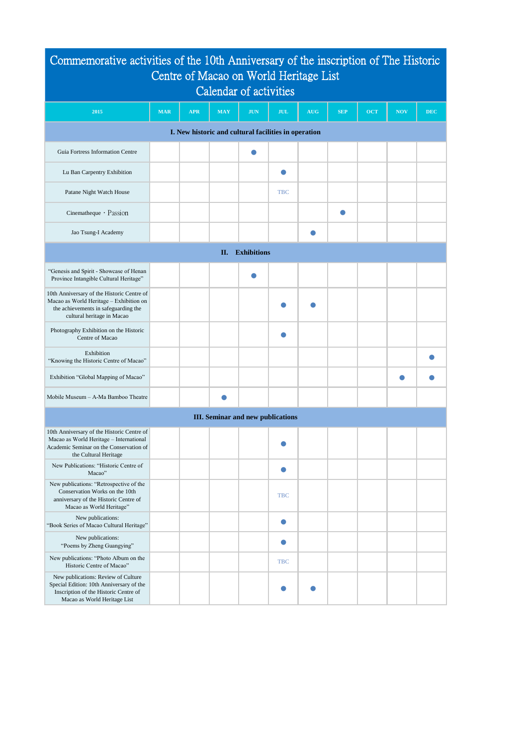# Commemorative activities of the 10th Anniversary of the inscription of The Historic Centre of Macao on World Heritage List

## Calendar of activities

| 2015 | MAR | APR | MAY | JUN | JUL | AUG | SEP | OCT | NOV | DEC |
|---|---|---|---|---|---|---|---|---|---|---|
| **I. New historic and cultural facilities in operation** | | | | | | | | | | |
| Guia Fortress Information Centre | | | | ● | | | | | | |
| Lu Ban Carpentry Exhibition | | | | | ● | | | | | |
| Patane Night Watch House | | | | | TBC | | | | | |
| Cinematheque・Passion | | | | | | | ● | | | |
| Jao Tsung-I Academy | | | | | | ● | | | | |
| **II. Exhibitions** | | | | | | | | | | |
| "Genesis and Spirit - Showcase of Henan Province Intangible Cultural Heritage" | | | | ● | | | | | | |
| 10th Anniversary of the Historic Centre of Macao as World Heritage – Exhibition on the achievements in safeguarding the cultural heritage in Macao | | | | | ● | ● | | | | |
| Photography Exhibition on the Historic Centre of Macao | | | | | ● | | | | | |
| Exhibition "Knowing the Historic Centre of Macao" | | | | | | | | | | ● |
| Exhibition "Global Mapping of Macao" | | | | | | | | | ● | ● |
| Mobile Museum – A-Ma Bamboo Theatre | | | ● | | | | | | | |
| **III. Seminar and new publications** | | | | | | | | | | |
| 10th Anniversary of the Historic Centre of Macao as World Heritage – International Academic Seminar on the Conservation of the Cultural Heritage | | | | | ● | | | | | |
| New Publications: "Historic Centre of Macao" | | | | | ● | | | | | |
| New publications: "Retrospective of the Conservation Works on the 10th anniversary of the Historic Centre of Macao as World Heritage" | | | | | TBC | | | | | |
| New publications: "Book Series of Macao Cultural Heritage" | | | | | ● | | | | | |
| New publications: "Poems by Zheng Guangying" | | | | | ● | | | | | |
| New publications: "Photo Album on the Historic Centre of Macao" | | | | | TBC | | | | | |
| New publications: Review of Culture Special Edition: 10th Anniversary of the Inscription of the Historic Centre of Macao as World Heritage List | | | | | ● | ● | | | | |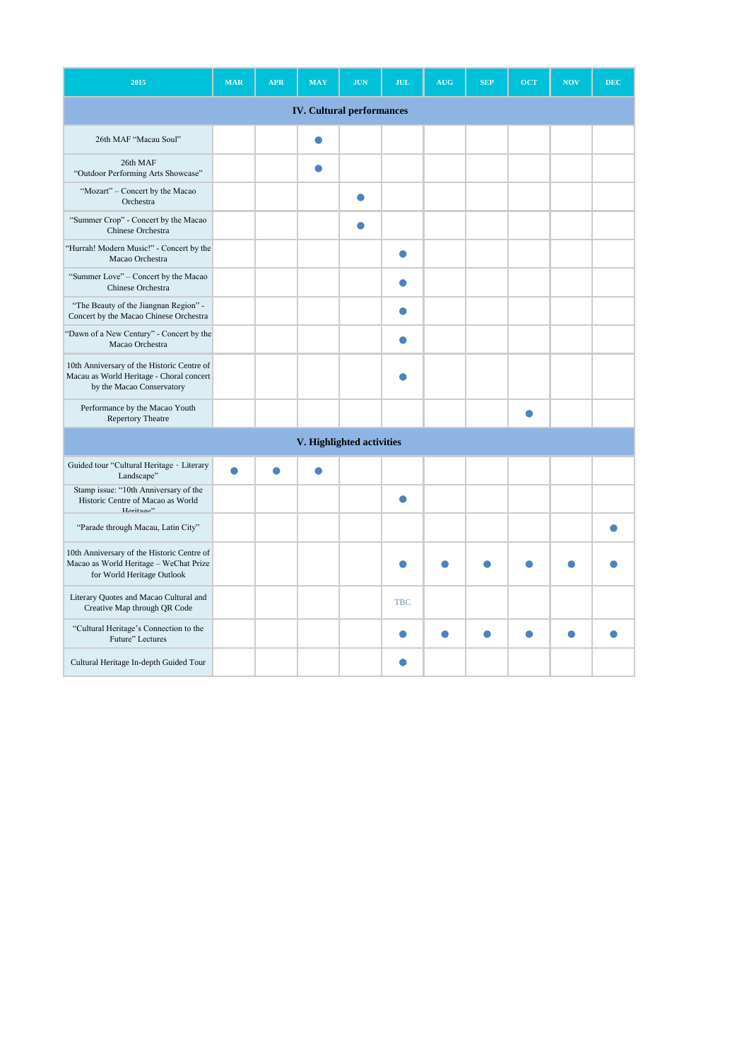| 2015 | MAR | APR | MAY | JUN | JUL | AUG | SEP | OCT | NOV | DEC |
|---|---|---|---|---|---|---|---|---|---|---|
| **IV. Cultural performances** | | | | | | | | | | |
| 26th MAF "Macau Soul" | | | ● | | | | | | | |
| 26th MAF "Outdoor Performing Arts Showcase" | | | ● | | | | | | | |
| "Mozart" – Concert by the Macao Orchestra | | | | ● | | | | | | |
| "Summer Crop" - Concert by the Macao Chinese Orchestra | | | | ● | | | | | | |
| "Hurrah! Modern Music!" - Concert by the Macao Orchestra | | | | | ● | | | | | |
| "Summer Love" – Concert by the Macao Chinese Orchestra | | | | | ● | | | | | |
| "The Beauty of the Jiangnan Region" - Concert by the Macao Chinese Orchestra | | | | | ● | | | | | |
| "Dawn of a New Century" - Concert by the Macao Orchestra | | | | | ● | | | | | |
| 10th Anniversary of the Historic Centre of Macau as World Heritage - Choral concert by the Macao Conservatory | | | | | ● | | | | | |
| Performance by the Macao Youth Repertory Theatre | | | | | | | | ● | | |
| **V. Highlighted activities** | | | | | | | | | | |
| Guided tour "Cultural Heritage · Literary Landscape" | ● | ● | ● | | | | | | | |
| Stamp issue: "10th Anniversary of the Historic Centre of Macau as World Heritage" | | | | | ● | | | | | |
| "Parade through Macau, Latin City" | | | | | | | | | | ● |
| 10th Anniversary of the Historic Centre of Macao as World Heritage – WeChat Prize for World Heritage Outlook | | | | | ● | ● | ● | ● | ● | ● |
| Literary Quotes and Macao Cultural and Creative Map through QR Code | | | | | TBC | | | | | |
| "Cultural Heritage's Connection to the Future" Lectures | | | | | ● | ● | ● | ● | ● | ● |
| Cultural Heritage In-depth Guided Tour | | | | | ● | | | | | |